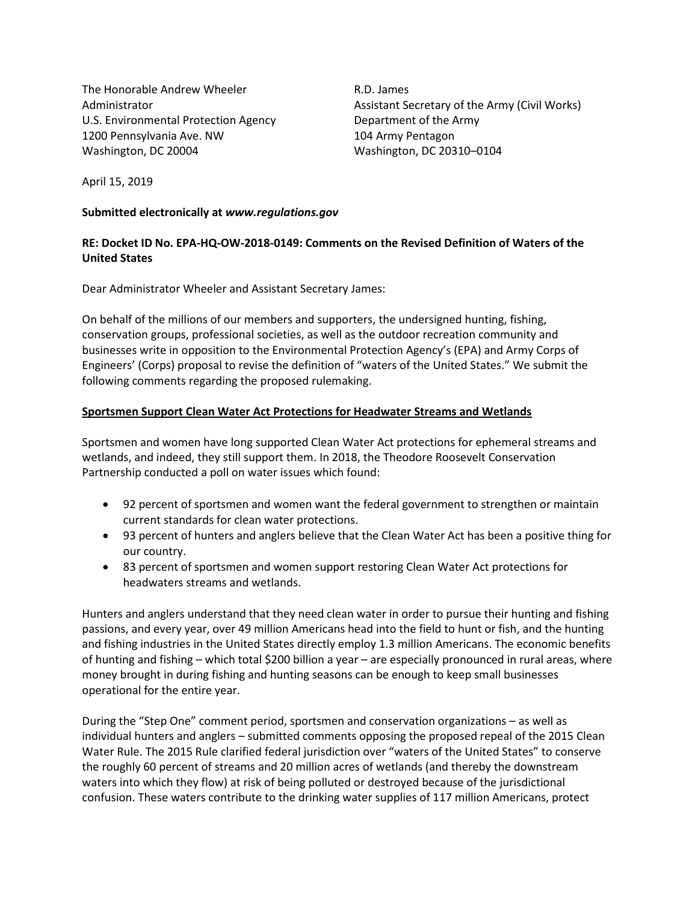The Honorable Andrew Wheeler
Administrator
U.S. Environmental Protection Agency
1200 Pennsylvania Ave. NW
Washington, DC 20004

R.D. James
Assistant Secretary of the Army (Civil Works)
Department of the Army
104 Army Pentagon
Washington, DC 20310–0104

April 15, 2019

**Submitted electronically at *www.regulations.gov***

**RE: Docket ID No. EPA-HQ-OW-2018-0149: Comments on the Revised Definition of Waters of the United States**

Dear Administrator Wheeler and Assistant Secretary James:

On behalf of the millions of our members and supporters, the undersigned hunting, fishing, conservation groups, professional societies, as well as the outdoor recreation community and businesses write in opposition to the Environmental Protection Agency's (EPA) and Army Corps of Engineers' (Corps) proposal to revise the definition of "waters of the United States." We submit the following comments regarding the proposed rulemaking.

**<u>Sportsmen Support Clean Water Act Protections for Headwater Streams and Wetlands</u>**

Sportsmen and women have long supported Clean Water Act protections for ephemeral streams and wetlands, and indeed, they still support them. In 2018, the Theodore Roosevelt Conservation Partnership conducted a poll on water issues which found:

- 92 percent of sportsmen and women want the federal government to strengthen or maintain current standards for clean water protections.
- 93 percent of hunters and anglers believe that the Clean Water Act has been a positive thing for our country.
- 83 percent of sportsmen and women support restoring Clean Water Act protections for headwaters streams and wetlands.

Hunters and anglers understand that they need clean water in order to pursue their hunting and fishing passions, and every year, over 49 million Americans head into the field to hunt or fish, and the hunting and fishing industries in the United States directly employ 1.3 million Americans. The economic benefits of hunting and fishing – which total $200 billion a year – are especially pronounced in rural areas, where money brought in during fishing and hunting seasons can be enough to keep small businesses operational for the entire year.

During the "Step One" comment period, sportsmen and conservation organizations – as well as individual hunters and anglers – submitted comments opposing the proposed repeal of the 2015 Clean Water Rule. The 2015 Rule clarified federal jurisdiction over "waters of the United States" to conserve the roughly 60 percent of streams and 20 million acres of wetlands (and thereby the downstream waters into which they flow) at risk of being polluted or destroyed because of the jurisdictional confusion. These waters contribute to the drinking water supplies of 117 million Americans, protect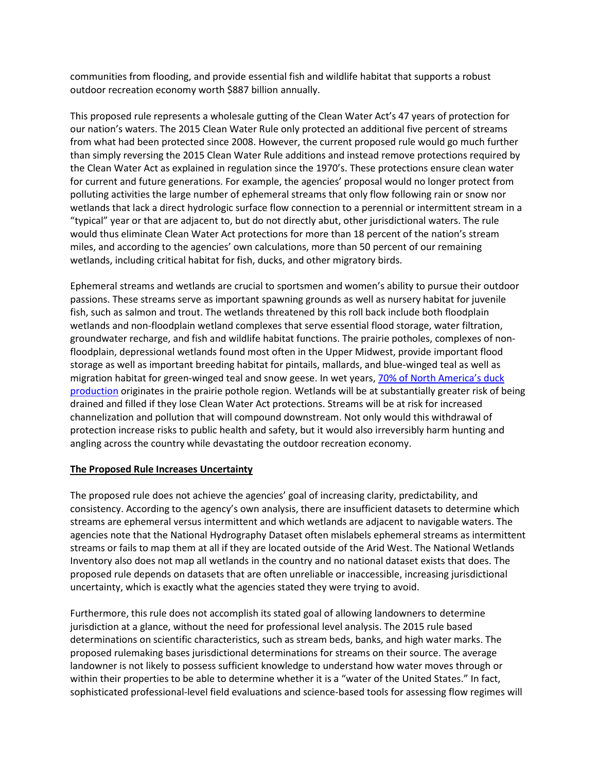communities from flooding, and provide essential fish and wildlife habitat that supports a robust outdoor recreation economy worth $887 billion annually.

This proposed rule represents a wholesale gutting of the Clean Water Act's 47 years of protection for our nation's waters. The 2015 Clean Water Rule only protected an additional five percent of streams from what had been protected since 2008. However, the current proposed rule would go much further than simply reversing the 2015 Clean Water Rule additions and instead remove protections required by the Clean Water Act as explained in regulation since the 1970's. These protections ensure clean water for current and future generations. For example, the agencies' proposal would no longer protect from polluting activities the large number of ephemeral streams that only flow following rain or snow nor wetlands that lack a direct hydrologic surface flow connection to a perennial or intermittent stream in a "typical" year or that are adjacent to, but do not directly abut, other jurisdictional waters. The rule would thus eliminate Clean Water Act protections for more than 18 percent of the nation's stream miles, and according to the agencies' own calculations, more than 50 percent of our remaining wetlands, including critical habitat for fish, ducks, and other migratory birds.

Ephemeral streams and wetlands are crucial to sportsmen and women's ability to pursue their outdoor passions. These streams serve as important spawning grounds as well as nursery habitat for juvenile fish, such as salmon and trout. The wetlands threatened by this roll back include both floodplain wetlands and non-floodplain wetland complexes that serve essential flood storage, water filtration, groundwater recharge, and fish and wildlife habitat functions. The prairie potholes, complexes of non-floodplain, depressional wetlands found most often in the Upper Midwest, provide important flood storage as well as important breeding habitat for pintails, mallards, and blue-winged teal as well as migration habitat for green-winged teal and snow geese. In wet years, 70% of North America's duck production originates in the prairie pothole region. Wetlands will be at substantially greater risk of being drained and filled if they lose Clean Water Act protections. Streams will be at risk for increased channelization and pollution that will compound downstream. Not only would this withdrawal of protection increase risks to public health and safety, but it would also irreversibly harm hunting and angling across the country while devastating the outdoor recreation economy.

**The Proposed Rule Increases Uncertainty**

The proposed rule does not achieve the agencies' goal of increasing clarity, predictability, and consistency. According to the agency's own analysis, there are insufficient datasets to determine which streams are ephemeral versus intermittent and which wetlands are adjacent to navigable waters. The agencies note that the National Hydrography Dataset often mislabels ephemeral streams as intermittent streams or fails to map them at all if they are located outside of the Arid West. The National Wetlands Inventory also does not map all wetlands in the country and no national dataset exists that does. The proposed rule depends on datasets that are often unreliable or inaccessible, increasing jurisdictional uncertainty, which is exactly what the agencies stated they were trying to avoid.

Furthermore, this rule does not accomplish its stated goal of allowing landowners to determine jurisdiction at a glance, without the need for professional level analysis. The 2015 rule based determinations on scientific characteristics, such as stream beds, banks, and high water marks. The proposed rulemaking bases jurisdictional determinations for streams on their source. The average landowner is not likely to possess sufficient knowledge to understand how water moves through or within their properties to be able to determine whether it is a "water of the United States." In fact, sophisticated professional-level field evaluations and science-based tools for assessing flow regimes will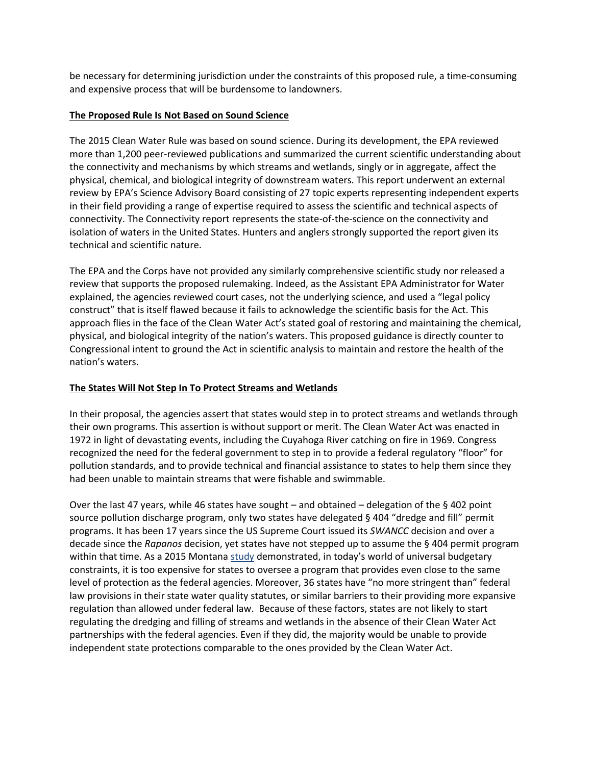be necessary for determining jurisdiction under the constraints of this proposed rule, a time-consuming and expensive process that will be burdensome to landowners.

**The Proposed Rule Is Not Based on Sound Science**

The 2015 Clean Water Rule was based on sound science. During its development, the EPA reviewed more than 1,200 peer-reviewed publications and summarized the current scientific understanding about the connectivity and mechanisms by which streams and wetlands, singly or in aggregate, affect the physical, chemical, and biological integrity of downstream waters. This report underwent an external review by EPA's Science Advisory Board consisting of 27 topic experts representing independent experts in their field providing a range of expertise required to assess the scientific and technical aspects of connectivity. The Connectivity report represents the state-of-the-science on the connectivity and isolation of waters in the United States. Hunters and anglers strongly supported the report given its technical and scientific nature.

The EPA and the Corps have not provided any similarly comprehensive scientific study nor released a review that supports the proposed rulemaking. Indeed, as the Assistant EPA Administrator for Water explained, the agencies reviewed court cases, not the underlying science, and used a "legal policy construct" that is itself flawed because it fails to acknowledge the scientific basis for the Act. This approach flies in the face of the Clean Water Act's stated goal of restoring and maintaining the chemical, physical, and biological integrity of the nation's waters. This proposed guidance is directly counter to Congressional intent to ground the Act in scientific analysis to maintain and restore the health of the nation's waters.

**The States Will Not Step In To Protect Streams and Wetlands**

In their proposal, the agencies assert that states would step in to protect streams and wetlands through their own programs. This assertion is without support or merit. The Clean Water Act was enacted in 1972 in light of devastating events, including the Cuyahoga River catching on fire in 1969. Congress recognized the need for the federal government to step in to provide a federal regulatory "floor" for pollution standards, and to provide technical and financial assistance to states to help them since they had been unable to maintain streams that were fishable and swimmable.

Over the last 47 years, while 46 states have sought – and obtained – delegation of the § 402 point source pollution discharge program, only two states have delegated § 404 "dredge and fill" permit programs. It has been 17 years since the US Supreme Court issued its *SWANCC* decision and over a decade since the *Rapanos* decision, yet states have not stepped up to assume the § 404 permit program within that time. As a 2015 Montana study demonstrated, in today's world of universal budgetary constraints, it is too expensive for states to oversee a program that provides even close to the same level of protection as the federal agencies. Moreover, 36 states have "no more stringent than" federal law provisions in their state water quality statutes, or similar barriers to their providing more expansive regulation than allowed under federal law. Because of these factors, states are not likely to start regulating the dredging and filling of streams and wetlands in the absence of their Clean Water Act partnerships with the federal agencies. Even if they did, the majority would be unable to provide independent state protections comparable to the ones provided by the Clean Water Act.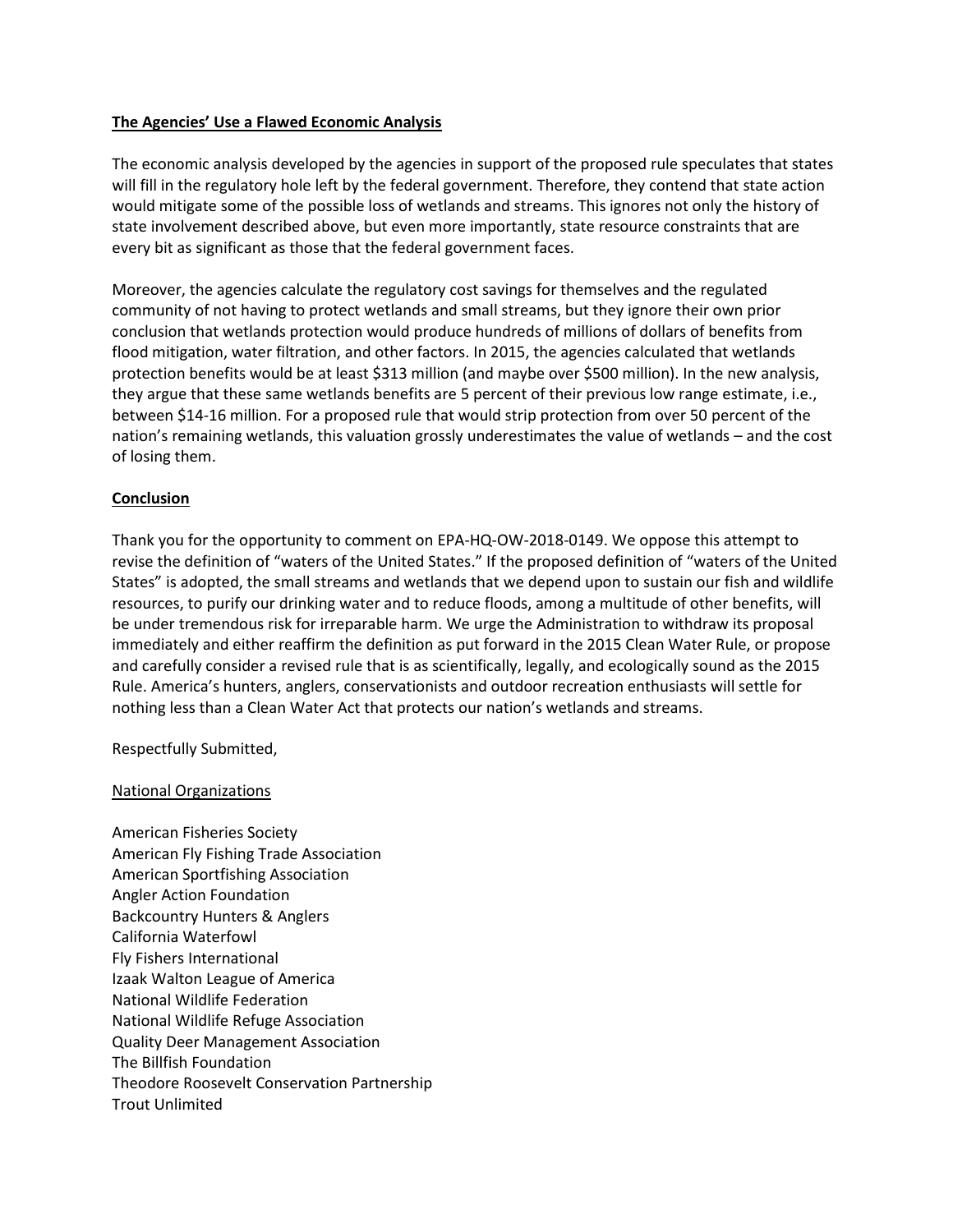**The Agencies' Use a Flawed Economic Analysis**

The economic analysis developed by the agencies in support of the proposed rule speculates that states will fill in the regulatory hole left by the federal government. Therefore, they contend that state action would mitigate some of the possible loss of wetlands and streams. This ignores not only the history of state involvement described above, but even more importantly, state resource constraints that are every bit as significant as those that the federal government faces.

Moreover, the agencies calculate the regulatory cost savings for themselves and the regulated community of not having to protect wetlands and small streams, but they ignore their own prior conclusion that wetlands protection would produce hundreds of millions of dollars of benefits from flood mitigation, water filtration, and other factors. In 2015, the agencies calculated that wetlands protection benefits would be at least $313 million (and maybe over $500 million). In the new analysis, they argue that these same wetlands benefits are 5 percent of their previous low range estimate, i.e., between $14-16 million. For a proposed rule that would strip protection from over 50 percent of the nation's remaining wetlands, this valuation grossly underestimates the value of wetlands – and the cost of losing them.

**Conclusion**

Thank you for the opportunity to comment on EPA-HQ-OW-2018-0149. We oppose this attempt to revise the definition of "waters of the United States." If the proposed definition of "waters of the United States" is adopted, the small streams and wetlands that we depend upon to sustain our fish and wildlife resources, to purify our drinking water and to reduce floods, among a multitude of other benefits, will be under tremendous risk for irreparable harm. We urge the Administration to withdraw its proposal immediately and either reaffirm the definition as put forward in the 2015 Clean Water Rule, or propose and carefully consider a revised rule that is as scientifically, legally, and ecologically sound as the 2015 Rule. America's hunters, anglers, conservationists and outdoor recreation enthusiasts will settle for nothing less than a Clean Water Act that protects our nation's wetlands and streams.

Respectfully Submitted,

National Organizations

American Fisheries Society
American Fly Fishing Trade Association
American Sportfishing Association
Angler Action Foundation
Backcountry Hunters & Anglers
California Waterfowl
Fly Fishers International
Izaak Walton League of America
National Wildlife Federation
National Wildlife Refuge Association
Quality Deer Management Association
The Billfish Foundation
Theodore Roosevelt Conservation Partnership
Trout Unlimited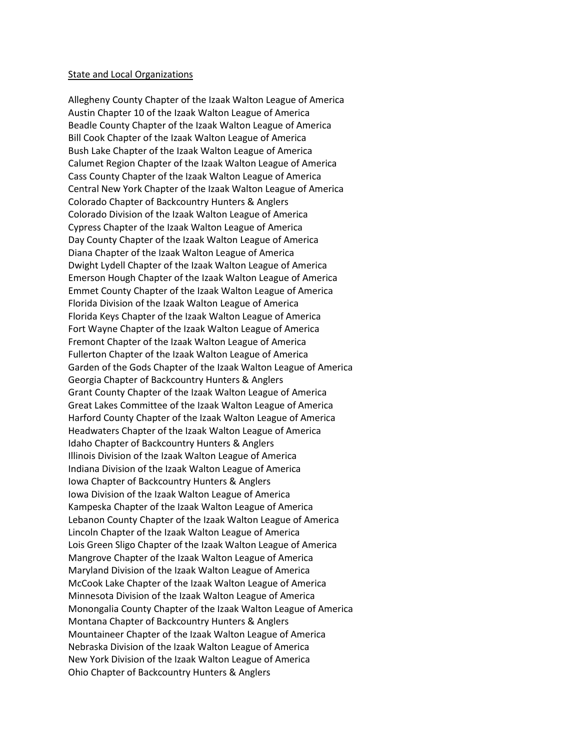State and Local Organizations

Allegheny County Chapter of the Izaak Walton League of America
Austin Chapter 10 of the Izaak Walton League of America
Beadle County Chapter of the Izaak Walton League of America
Bill Cook Chapter of the Izaak Walton League of America
Bush Lake Chapter of the Izaak Walton League of America
Calumet Region Chapter of the Izaak Walton League of America
Cass County Chapter of the Izaak Walton League of America
Central New York Chapter of the Izaak Walton League of America
Colorado Chapter of Backcountry Hunters & Anglers
Colorado Division of the Izaak Walton League of America
Cypress Chapter of the Izaak Walton League of America
Day County Chapter of the Izaak Walton League of America
Diana Chapter of the Izaak Walton League of America
Dwight Lydell Chapter of the Izaak Walton League of America
Emerson Hough Chapter of the Izaak Walton League of America
Emmet County Chapter of the Izaak Walton League of America
Florida Division of the Izaak Walton League of America
Florida Keys Chapter of the Izaak Walton League of America
Fort Wayne Chapter of the Izaak Walton League of America
Fremont Chapter of the Izaak Walton League of America
Fullerton Chapter of the Izaak Walton League of America
Garden of the Gods Chapter of the Izaak Walton League of America
Georgia Chapter of Backcountry Hunters & Anglers
Grant County Chapter of the Izaak Walton League of America
Great Lakes Committee of the Izaak Walton League of America
Harford County Chapter of the Izaak Walton League of America
Headwaters Chapter of the Izaak Walton League of America
Idaho Chapter of Backcountry Hunters & Anglers
Illinois Division of the Izaak Walton League of America
Indiana Division of the Izaak Walton League of America
Iowa Chapter of Backcountry Hunters & Anglers
Iowa Division of the Izaak Walton League of America
Kampeska Chapter of the Izaak Walton League of America
Lebanon County Chapter of the Izaak Walton League of America
Lincoln Chapter of the Izaak Walton League of America
Lois Green Sligo Chapter of the Izaak Walton League of America
Mangrove Chapter of the Izaak Walton League of America
Maryland Division of the Izaak Walton League of America
McCook Lake Chapter of the Izaak Walton League of America
Minnesota Division of the Izaak Walton League of America
Monongalia County Chapter of the Izaak Walton League of America
Montana Chapter of Backcountry Hunters & Anglers
Mountaineer Chapter of the Izaak Walton League of America
Nebraska Division of the Izaak Walton League of America
New York Division of the Izaak Walton League of America
Ohio Chapter of Backcountry Hunters & Anglers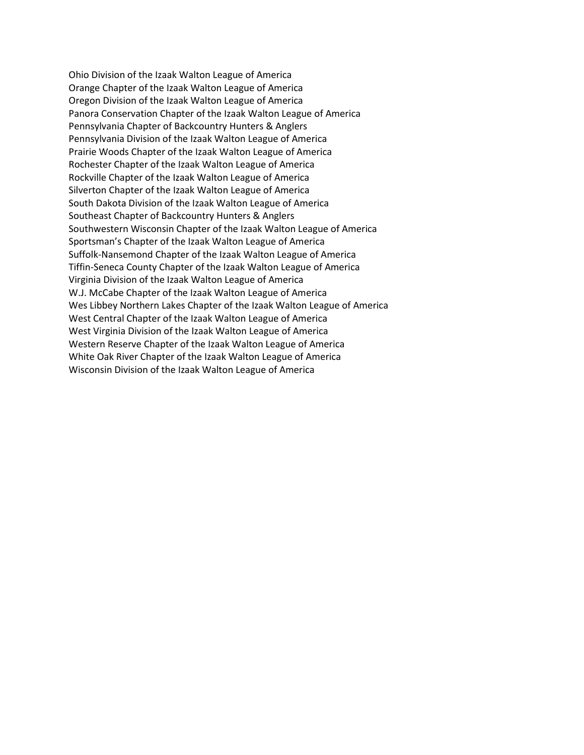Ohio Division of the Izaak Walton League of America
Orange Chapter of the Izaak Walton League of America
Oregon Division of the Izaak Walton League of America
Panora Conservation Chapter of the Izaak Walton League of America
Pennsylvania Chapter of Backcountry Hunters & Anglers
Pennsylvania Division of the Izaak Walton League of America
Prairie Woods Chapter of the Izaak Walton League of America
Rochester Chapter of the Izaak Walton League of America
Rockville Chapter of the Izaak Walton League of America
Silverton Chapter of the Izaak Walton League of America
South Dakota Division of the Izaak Walton League of America
Southeast Chapter of Backcountry Hunters & Anglers
Southwestern Wisconsin Chapter of the Izaak Walton League of America
Sportsman's Chapter of the Izaak Walton League of America
Suffolk-Nansemond Chapter of the Izaak Walton League of America
Tiffin-Seneca County Chapter of the Izaak Walton League of America
Virginia Division of the Izaak Walton League of America
W.J. McCabe Chapter of the Izaak Walton League of America
Wes Libbey Northern Lakes Chapter of the Izaak Walton League of America
West Central Chapter of the Izaak Walton League of America
West Virginia Division of the Izaak Walton League of America
Western Reserve Chapter of the Izaak Walton League of America
White Oak River Chapter of the Izaak Walton League of America
Wisconsin Division of the Izaak Walton League of America